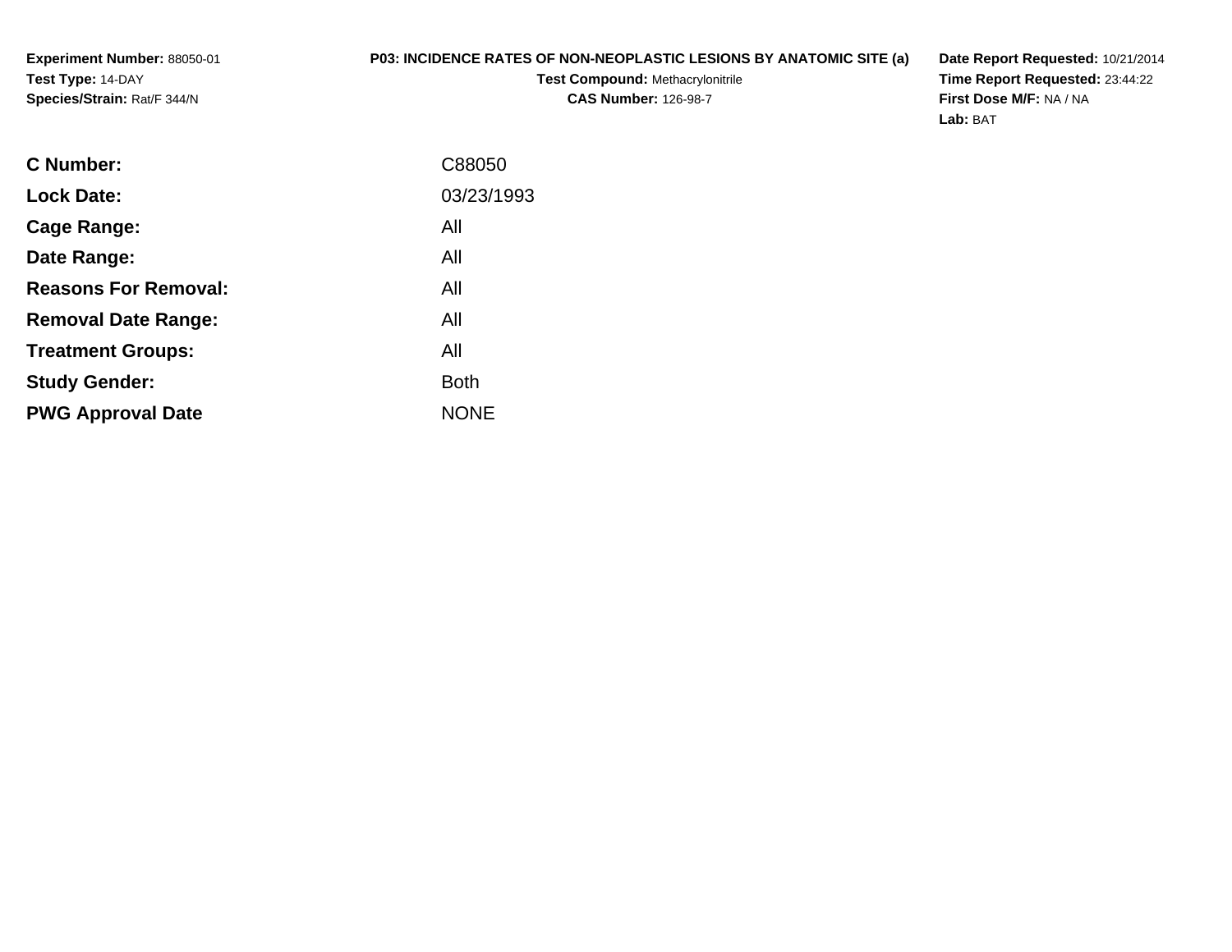**Experiment Number:** 88050-01
**Test Type:** 14-DAY
**Species/Strain:** Rat/F 344/N

**P03: INCIDENCE RATES OF NON-NEOPLASTIC LESIONS BY ANATOMIC SITE (a)**
**Test Compound:** Methacrylonitrile
**CAS Number:** 126-98-7

**Date Report Requested:** 10/21/2014
**Time Report Requested:** 23:44:22
**First Dose M/F:** NA / NA
**Lab:** BAT

| | |
|---|---|
| **C Number:** | C88050 |
| **Lock Date:** | 03/23/1993 |
| **Cage Range:** | All |
| **Date Range:** | All |
| **Reasons For Removal:** | All |
| **Removal Date Range:** | All |
| **Treatment Groups:** | All |
| **Study Gender:** | Both |
| **PWG Approval Date** | NONE |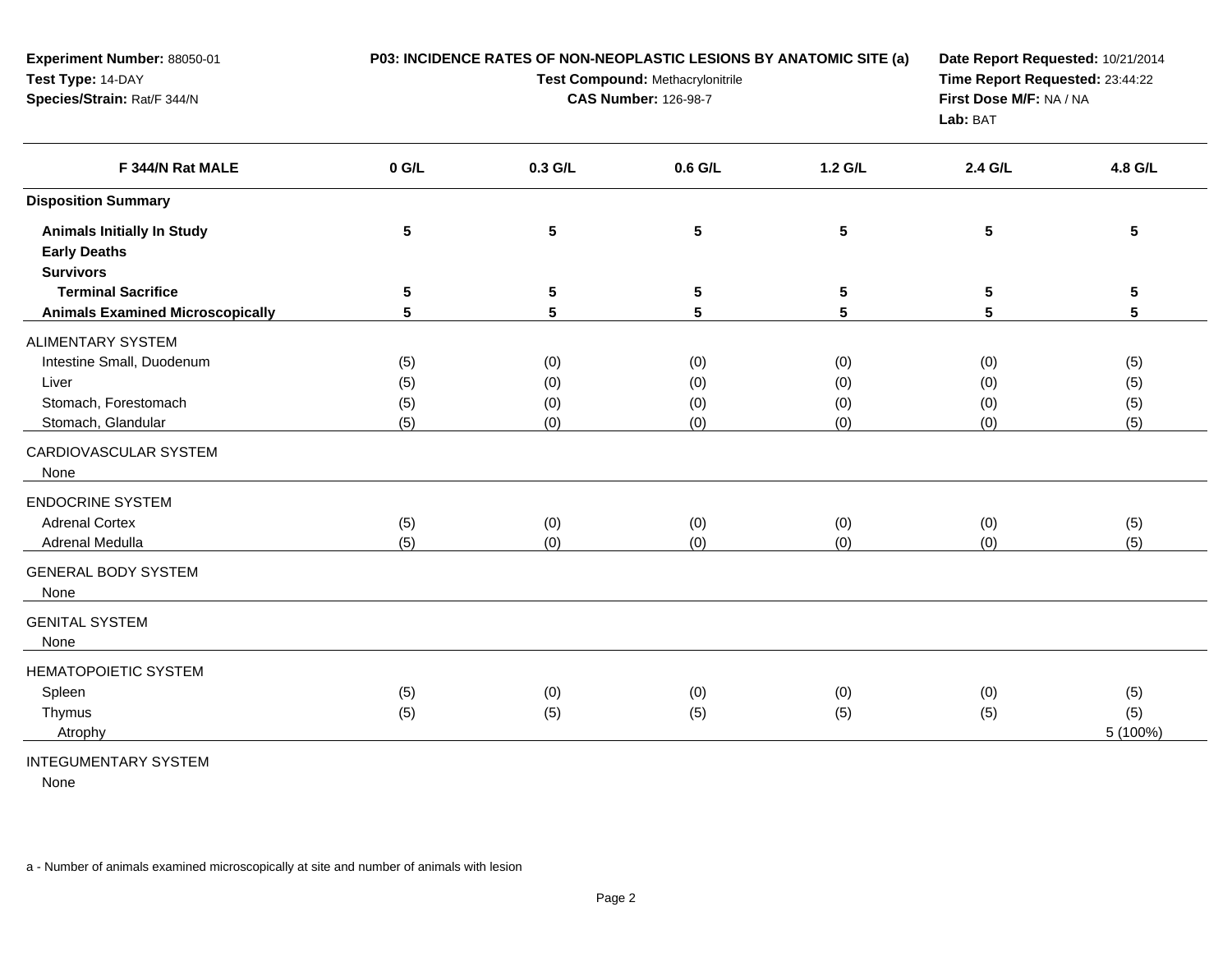**Experiment Number:** 88050-01
**Test Type:** 14-DAY
**Species/Strain:** Rat/F 344/N

**P03: INCIDENCE RATES OF NON-NEOPLASTIC LESIONS BY ANATOMIC SITE (a)**
**Test Compound:** Methacrylonitrile
**CAS Number:** 126-98-7

**Date Report Requested:** 10/21/2014
**Time Report Requested:** 23:44:22
**First Dose M/F:** NA / NA
**Lab:** BAT

| F 344/N Rat MALE | 0 G/L | 0.3 G/L | 0.6 G/L | 1.2 G/L | 2.4 G/L | 4.8 G/L |
|---|---|---|---|---|---|---|
| **Disposition Summary** | | | | | | |
| **Animals Initially In Study** | **5** | **5** | **5** | **5** | **5** | **5** |
| **Early Deaths** | | | | | | |
| **Survivors** | | | | | | |
| **Terminal Sacrifice** | **5** | **5** | **5** | **5** | **5** | **5** |
| **Animals Examined Microscopically** | **5** | **5** | **5** | **5** | **5** | **5** |
| ALIMENTARY SYSTEM | | | | | | |
| Intestine Small, Duodenum | (5) | (0) | (0) | (0) | (0) | (5) |
| Liver | (5) | (0) | (0) | (0) | (0) | (5) |
| Stomach, Forestomach | (5) | (0) | (0) | (0) | (0) | (5) |
| Stomach, Glandular | (5) | (0) | (0) | (0) | (0) | (5) |
| CARDIOVASCULAR SYSTEM | | | | | | |
| None | | | | | | |
| ENDOCRINE SYSTEM | | | | | | |
| Adrenal Cortex | (5) | (0) | (0) | (0) | (0) | (5) |
| Adrenal Medulla | (5) | (0) | (0) | (0) | (0) | (5) |
| GENERAL BODY SYSTEM | | | | | | |
| None | | | | | | |
| GENITAL SYSTEM | | | | | | |
| None | | | | | | |
| HEMATOPOIETIC SYSTEM | | | | | | |
| Spleen | (5) | (0) | (0) | (0) | (0) | (5) |
| Thymus | (5) | (5) | (5) | (5) | (5) | (5) |
| Atrophy | | | | | | 5 (100%) |
| INTEGUMENTARY SYSTEM | | | | | | |
| None | | | | | | |

a - Number of animals examined microscopically at site and number of animals with lesion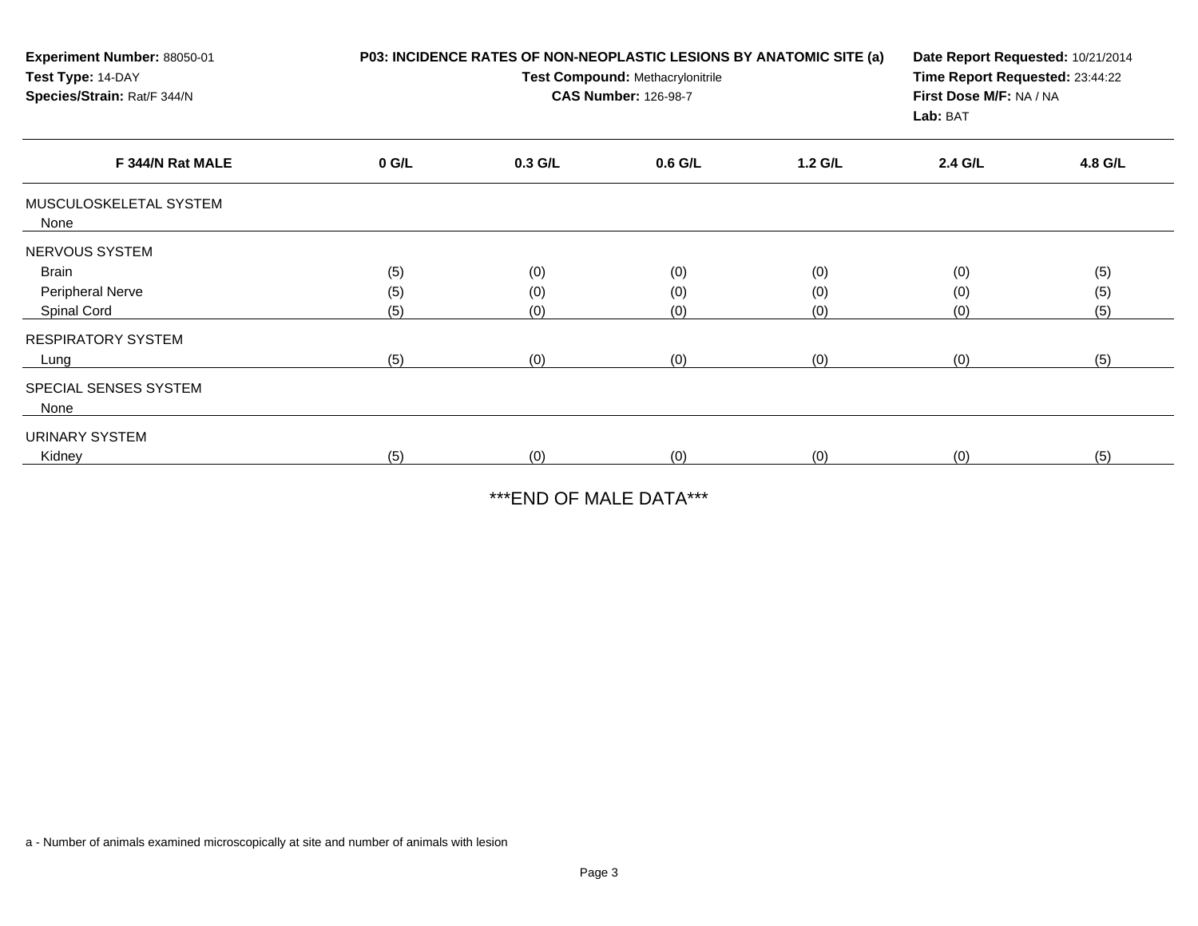**Experiment Number:** 88050-01
**Test Type:** 14-DAY
**Species/Strain:** Rat/F 344/N

**P03: INCIDENCE RATES OF NON-NEOPLASTIC LESIONS BY ANATOMIC SITE (a)**
**Test Compound:** Methacrylonitrile
**CAS Number:** 126-98-7

**Date Report Requested:** 10/21/2014
**Time Report Requested:** 23:44:22
**First Dose M/F:** NA / NA
**Lab:** BAT

| F 344/N Rat MALE | 0 G/L | 0.3 G/L | 0.6 G/L | 1.2 G/L | 2.4 G/L | 4.8 G/L |
|---|---|---|---|---|---|---|
| MUSCULOSKELETAL SYSTEM | | | | | | |
| None | | | | | | |
| NERVOUS SYSTEM | | | | | | |
| Brain | (5) | (0) | (0) | (0) | (0) | (5) |
| Peripheral Nerve | (5) | (0) | (0) | (0) | (0) | (5) |
| Spinal Cord | (5) | (0) | (0) | (0) | (0) | (5) |
| RESPIRATORY SYSTEM | | | | | | |
| Lung | (5) | (0) | (0) | (0) | (0) | (5) |
| SPECIAL SENSES SYSTEM | | | | | | |
| None | | | | | | |
| URINARY SYSTEM | | | | | | |
| Kidney | (5) | (0) | (0) | (0) | (0) | (5) |

***END OF MALE DATA***

a - Number of animals examined microscopically at site and number of animals with lesion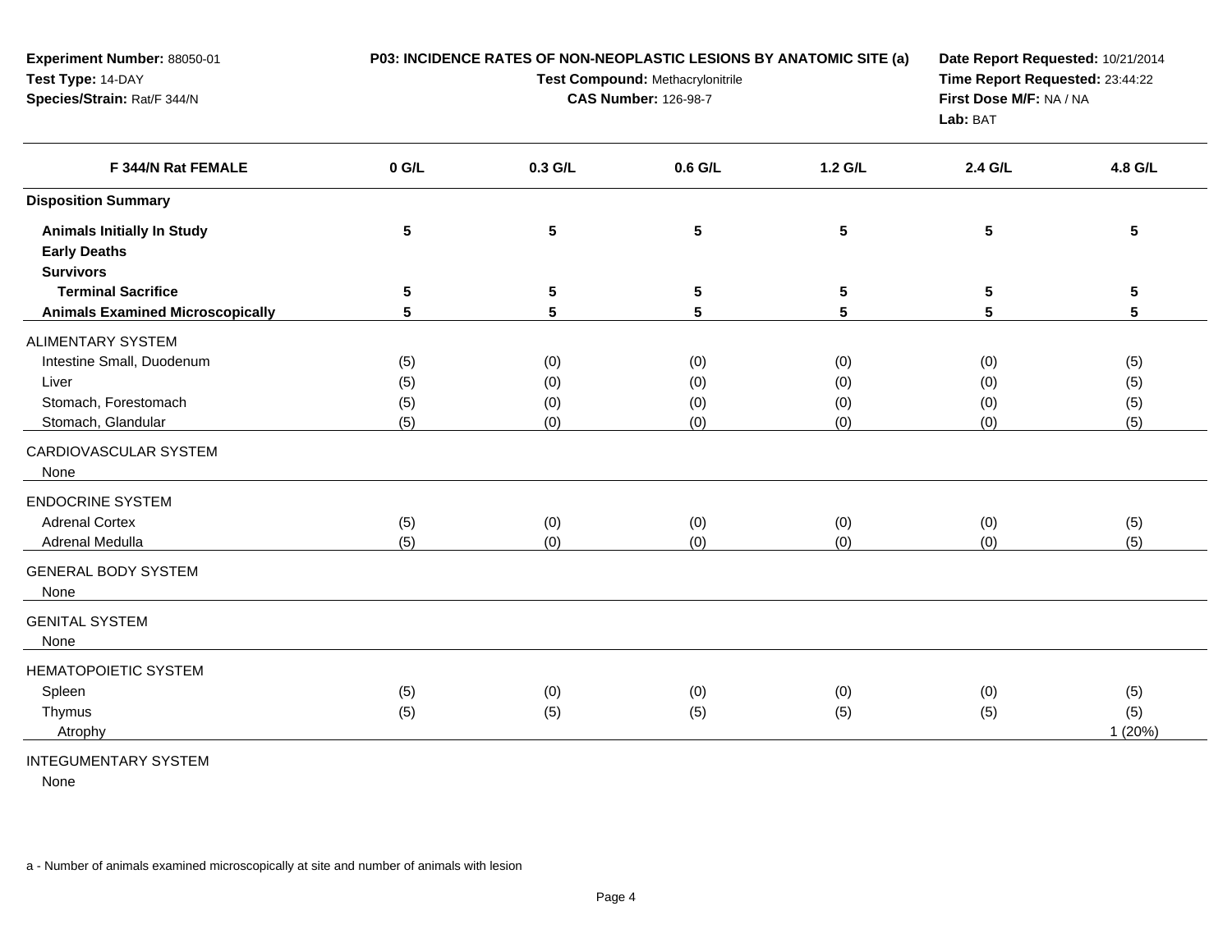**Experiment Number:** 88050-01
**Test Type:** 14-DAY
**Species/Strain:** Rat/F 344/N

**P03: INCIDENCE RATES OF NON-NEOPLASTIC LESIONS BY ANATOMIC SITE (a)**
**Test Compound:** Methacrylonitrile
**CAS Number:** 126-98-7

**Date Report Requested:** 10/21/2014
**Time Report Requested:** 23:44:22
**First Dose M/F:** NA / NA
**Lab:** BAT

| F 344/N Rat FEMALE | 0 G/L | 0.3 G/L | 0.6 G/L | 1.2 G/L | 2.4 G/L | 4.8 G/L |
|---|---|---|---|---|---|---|
| **Disposition Summary** | | | | | | |
| **Animals Initially In Study** | **5** | **5** | **5** | **5** | **5** | **5** |
| **Early Deaths** | | | | | | |
| **Survivors** | | | | | | |
| **Terminal Sacrifice** | **5** | **5** | **5** | **5** | **5** | **5** |
| **Animals Examined Microscopically** | **5** | **5** | **5** | **5** | **5** | **5** |
| ALIMENTARY SYSTEM | | | | | | |
| Intestine Small, Duodenum | (5) | (0) | (0) | (0) | (0) | (5) |
| Liver | (5) | (0) | (0) | (0) | (0) | (5) |
| Stomach, Forestomach | (5) | (0) | (0) | (0) | (0) | (5) |
| Stomach, Glandular | (5) | (0) | (0) | (0) | (0) | (5) |
| CARDIOVASCULAR SYSTEM | | | | | | |
| None | | | | | | |
| ENDOCRINE SYSTEM | | | | | | |
| Adrenal Cortex | (5) | (0) | (0) | (0) | (0) | (5) |
| Adrenal Medulla | (5) | (0) | (0) | (0) | (0) | (5) |
| GENERAL BODY SYSTEM | | | | | | |
| None | | | | | | |
| GENITAL SYSTEM | | | | | | |
| None | | | | | | |
| HEMATOPOIETIC SYSTEM | | | | | | |
| Spleen | (5) | (0) | (0) | (0) | (0) | (5) |
| Thymus | (5) | (5) | (5) | (5) | (5) | (5) |
| Atrophy | | | | | | 1 (20%) |
| INTEGUMENTARY SYSTEM | | | | | | |
| None | | | | | | |

a - Number of animals examined microscopically at site and number of animals with lesion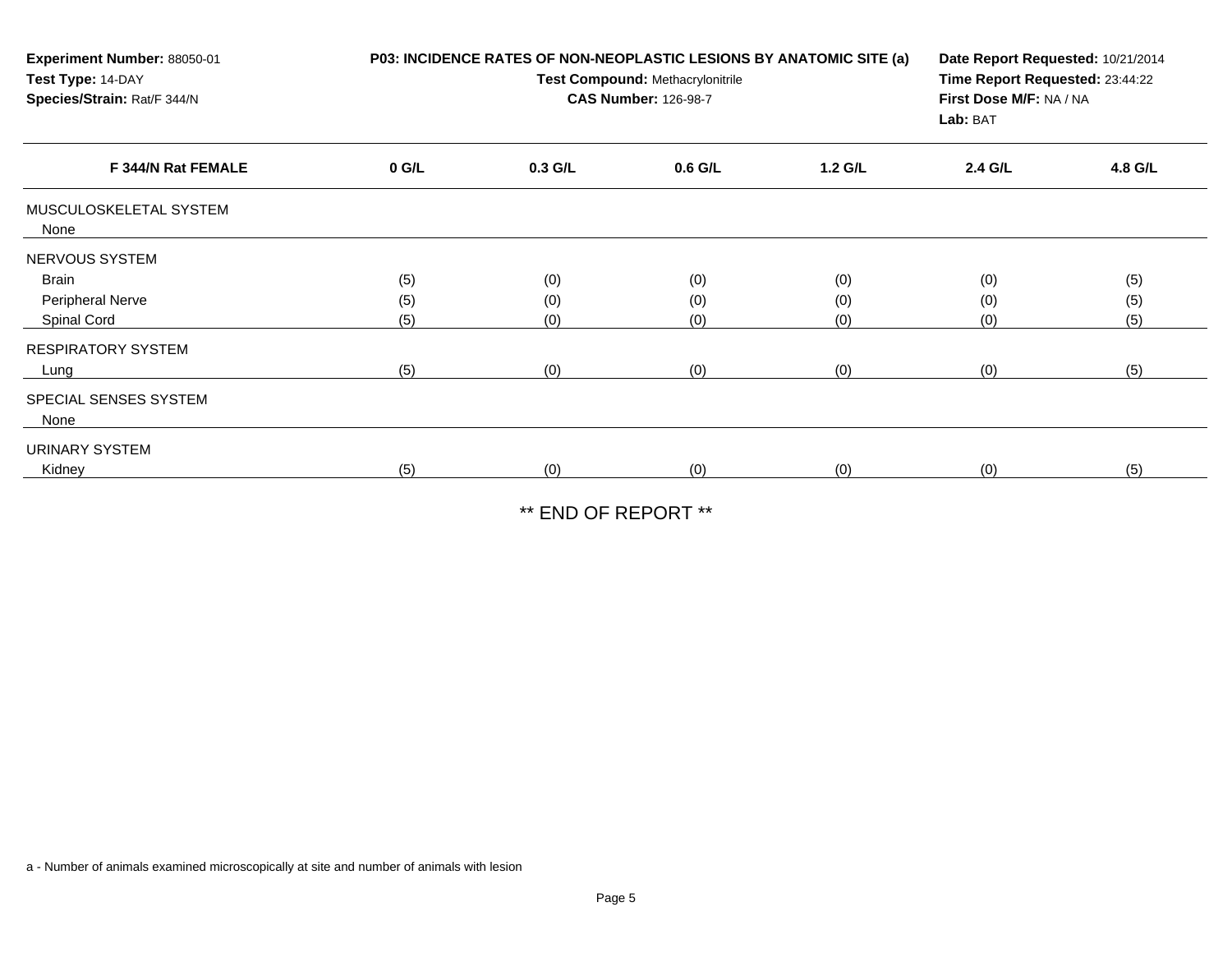**Experiment Number:** 88050-01
**Test Type:** 14-DAY
**Species/Strain:** Rat/F 344/N

**P03: INCIDENCE RATES OF NON-NEOPLASTIC LESIONS BY ANATOMIC SITE (a)**
**Test Compound:** Methacrylonitrile
**CAS Number:** 126-98-7

**Date Report Requested:** 10/21/2014
**Time Report Requested:** 23:44:22
**First Dose M/F:** NA / NA
**Lab:** BAT

| F 344/N Rat FEMALE | 0 G/L | 0.3 G/L | 0.6 G/L | 1.2 G/L | 2.4 G/L | 4.8 G/L |
|---|---|---|---|---|---|---|
| MUSCULOSKELETAL SYSTEM | | | | | | |
| None | | | | | | |
| NERVOUS SYSTEM | | | | | | |
| Brain | (5) | (0) | (0) | (0) | (0) | (5) |
| Peripheral Nerve | (5) | (0) | (0) | (0) | (0) | (5) |
| Spinal Cord | (5) | (0) | (0) | (0) | (0) | (5) |
| RESPIRATORY SYSTEM | | | | | | |
| Lung | (5) | (0) | (0) | (0) | (0) | (5) |
| SPECIAL SENSES SYSTEM | | | | | | |
| None | | | | | | |
| URINARY SYSTEM | | | | | | |
| Kidney | (5) | (0) | (0) | (0) | (0) | (5) |

** END OF REPORT **

a - Number of animals examined microscopically at site and number of animals with lesion